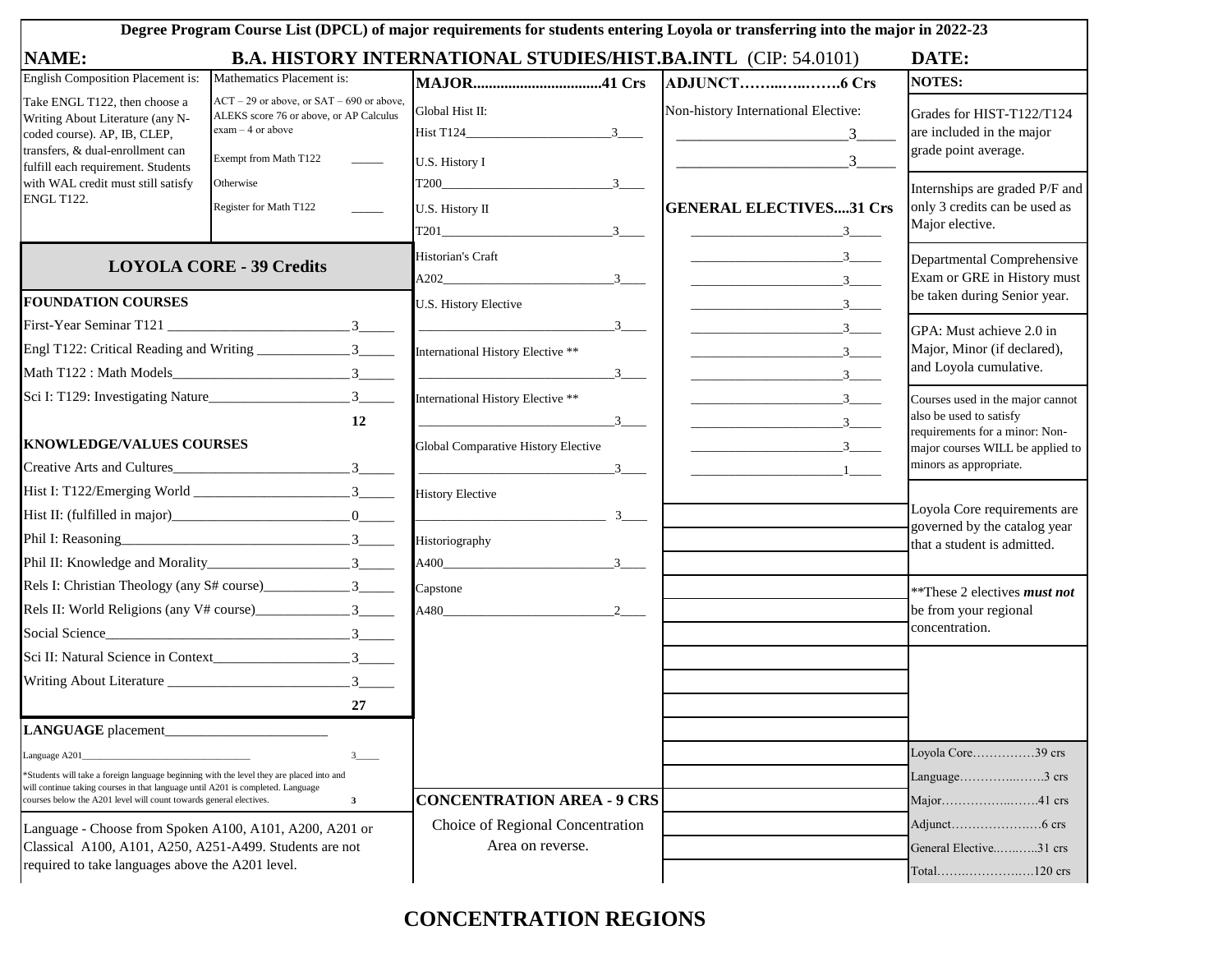**Degree Program Course List (DPCL) of major requirements for students entering Loyola or transferring into the major in 2022-23**

**NAME:** &nbsp;&nbsp;&nbsp; **B.A. HISTORY INTERNATIONAL STUDIES/HIST.BA.INTL** (CIP: 54.0101) &nbsp;&nbsp;&nbsp; **DATE:**

| English Composition Placement is: | Mathematics Placement is: |
|---|---|
| Take ENGL T122, then choose a Writing About Literature (any N-coded course). AP, IB, CLEP, transfers, & dual-enrollment can fulfill each requirement. Students with WAL credit must still satisfy ENGL T122. | ACT – 29 or above, or SAT – 690 or above, ALEKS score 76 or above, or AP Calculus exam – 4 or above<br>Exempt from Math T122 _____<br>Otherwise<br>Register for Math T122 _____ |

## LOYOLA CORE - 39 Credits

**FOUNDATION COURSES**

| Course | Credits |
|---|---|
| First-Year Seminar T121 ________ | 3_____ |
| Engl T122: Critical Reading and Writing ________ | 3_____ |
| Math T122 : Math Models________ | 3_____ |
| Sci I: T129: Investigating Nature________ | 3_____ |
| | **12** |

**KNOWLEDGE/VALUES COURSES**

| Course | Credits |
|---|---|
| Creative Arts and Cultures________ | 3_____ |
| Hist I: T122/Emerging World ________ | 3_____ |
| Hist II: (fulfilled in major)________ | 0_____ |
| Phil I: Reasoning________ | 3_____ |
| Phil II: Knowledge and Morality________ | 3_____ |
| Rels I: Christian Theology (any S# course)________ | 3_____ |
| Rels II: World Religions (any V# course)________ | 3_____ |
| Social Science________ | 3_____ |
| Sci II: Natural Science in Context________ | 3_____ |
| Writing About Literature ________ | 3_____ |
| | **27** |

**LANGUAGE** placement________

| Course | Credits |
|---|---|
| Language A201________ | 3_____ |
| *Students will take a foreign language beginning with the level they are placed into and will continue taking courses in that language until A201 is completed. Language courses below the A201 level will count towards general electives. | **3** |

Language - Choose from Spoken A100, A101, A200, A201 or Classical A100, A101, A250, A251-A499. Students are not required to take languages above the A201 level.

## MAJOR................................41 Crs

| Course | Credits |
|---|---|
| Global Hist II:<br>Hist T124________ | 3____ |
| U.S. History I<br>T200________ | 3____ |
| U.S. History II<br>T201________ | 3____ |
| Historian's Craft<br>A202________ | 3____ |
| U.S. History Elective<br>________ | 3____ |
| International History Elective **<br>________ | 3____ |
| International History Elective **<br>________ | 3____ |
| Global Comparative History Elective<br>________ | 3____ |
| History Elective<br>________ | 3____ |
| Historiography<br>A400________ | 3____ |
| Capstone<br>A480________ | 2____ |

## CONCENTRATION AREA - 9 CRS

Choice of Regional Concentration Area on reverse.

## ADJUNCT……..…..…….6 Crs

Non-history International Elective:

| Course | Credits |
|---|---|
| ________ | 3_____ |
| ________ | 3_____ |

## GENERAL ELECTIVES....31 Crs

| Course | Credits |
|---|---|
| ________ | 3_____ |
| ________ | 3_____ |
| ________ | 3_____ |
| ________ | 3_____ |
| ________ | 3_____ |
| ________ | 3_____ |
| ________ | 3_____ |
| ________ | 3_____ |
| ________ | 3_____ |
| ________ | 3_____ |
| ________ | 1_____ |

## NOTES:

Grades for HIST-T122/T124 are included in the major grade point average.

Internships are graded P/F and only 3 credits can be used as Major elective.

Departmental Comprehensive Exam or GRE in History must be taken during Senior year.

GPA: Must achieve 2.0 in Major, Minor (if declared), and Loyola cumulative.

Courses used in the major cannot also be used to satisfy requirements for a minor: Non-major courses WILL be applied to minors as appropriate.

Loyola Core requirements are governed by the catalog year that a student is admitted.

**These 2 electives ***must not*** be from your regional concentration.

| Category | Credits |
|---|---|
| Loyola Core…………… | 39 crs |
| Language…………..……. | 3 crs |
| Major……………..…… | 41 crs |
| Adjunct…………………. | 6 crs |
| General Elective.……..….. | 31 crs |
| Total……..………….…. | 120 crs |

## CONCENTRATION REGIONS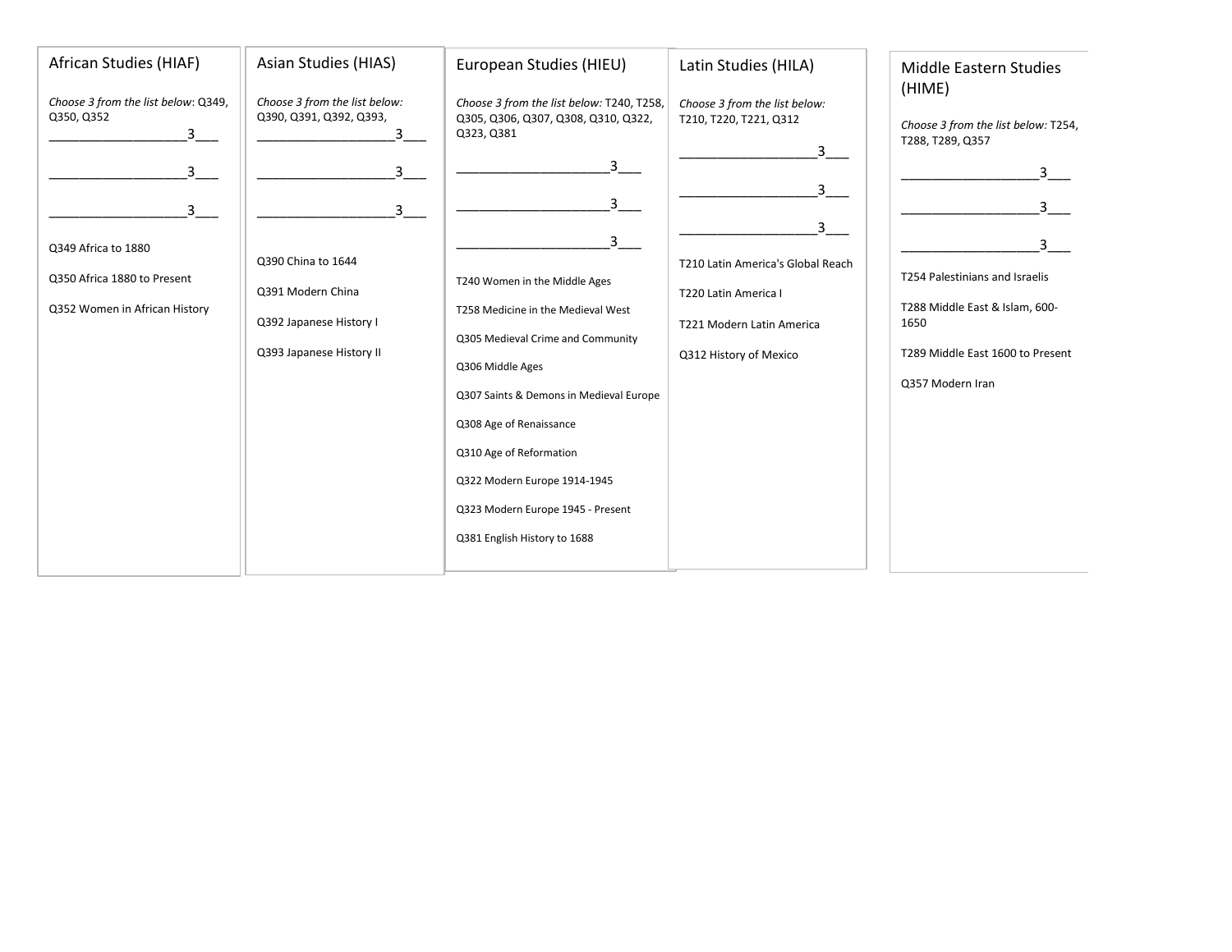## African Studies (HIAF)

*Choose 3 from the list below*: Q349, Q350, Q352

___________________3___

___________________3___

___________________3___

Q349 Africa to 1880

Q350 Africa 1880 to Present

Q352 Women in African History

## Asian Studies (HIAS)

*Choose 3 from the list below:* Q390, Q391, Q392, Q393,

___________________3___

___________________3___

___________________3___

Q390 China to 1644

Q391 Modern China

Q392 Japanese History I

Q393 Japanese History II

## European Studies (HIEU)

*Choose 3 from the list below:* T240, T258, Q305, Q306, Q307, Q308, Q310, Q322, Q323, Q381

_____________________3___

_____________________3___

_____________________3___

T240 Women in the Middle Ages

T258 Medicine in the Medieval West

Q305 Medieval Crime and Community

Q306 Middle Ages

Q307 Saints & Demons in Medieval Europe

Q308 Age of Renaissance

Q310 Age of Reformation

Q322 Modern Europe 1914-1945

Q323 Modern Europe 1945 - Present

Q381 English History to 1688

## Latin Studies (HILA)

*Choose 3 from the list below:* T210, T220, T221, Q312

___________________3___

___________________3___

___________________3___

T210 Latin America's Global Reach

T220 Latin America I

T221 Modern Latin America

Q312 History of Mexico

## Middle Eastern Studies (HIME)

*Choose 3 from the list below:* T254, T288, T289, Q357

___________________3___

___________________3___

___________________3___

T254 Palestinians and Israelis

T288 Middle East & Islam, 600-1650

T289 Middle East 1600 to Present

Q357 Modern Iran